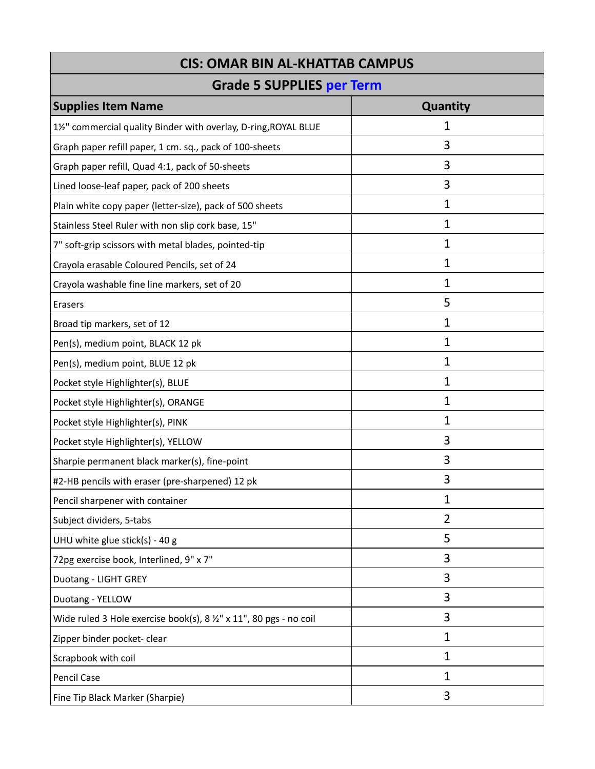| CIS: OMAR BIN AL-KHATTAB CAMPUS | |
|---|---|
| Grade 5 SUPPLIES per Term | |
| **Supplies Item Name** | **Quantity** |
| 1½" commercial quality Binder with overlay, D-ring,ROYAL BLUE | 1 |
| Graph paper refill paper, 1 cm. sq., pack of 100-sheets | 3 |
| Graph paper refill, Quad 4:1, pack of 50-sheets | 3 |
| Lined loose-leaf paper, pack of 200 sheets | 3 |
| Plain white copy paper (letter-size), pack of 500 sheets | 1 |
| Stainless Steel Ruler with non slip cork base, 15" | 1 |
| 7" soft-grip scissors with metal blades, pointed-tip | 1 |
| Crayola erasable Coloured Pencils, set of 24 | 1 |
| Crayola washable fine line markers, set of 20 | 1 |
| Erasers | 5 |
| Broad tip markers, set of 12 | 1 |
| Pen(s), medium point, BLACK 12 pk | 1 |
| Pen(s), medium point, BLUE 12 pk | 1 |
| Pocket style Highlighter(s), BLUE | 1 |
| Pocket style Highlighter(s), ORANGE | 1 |
| Pocket style Highlighter(s), PINK | 1 |
| Pocket style Highlighter(s), YELLOW | 3 |
| Sharpie permanent black marker(s), fine-point | 3 |
| #2-HB pencils with eraser (pre-sharpened) 12 pk | 3 |
| Pencil sharpener with container | 1 |
| Subject dividers, 5-tabs | 2 |
| UHU white glue stick(s) - 40 g | 5 |
| 72pg exercise book, Interlined, 9" x 7" | 3 |
| Duotang - LIGHT GREY | 3 |
| Duotang - YELLOW | 3 |
| Wide ruled 3 Hole exercise book(s), 8 ½" x 11", 80 pgs - no coil | 3 |
| Zipper binder pocket- clear | 1 |
| Scrapbook with coil | 1 |
| Pencil Case | 1 |
| Fine Tip Black Marker (Sharpie) | 3 |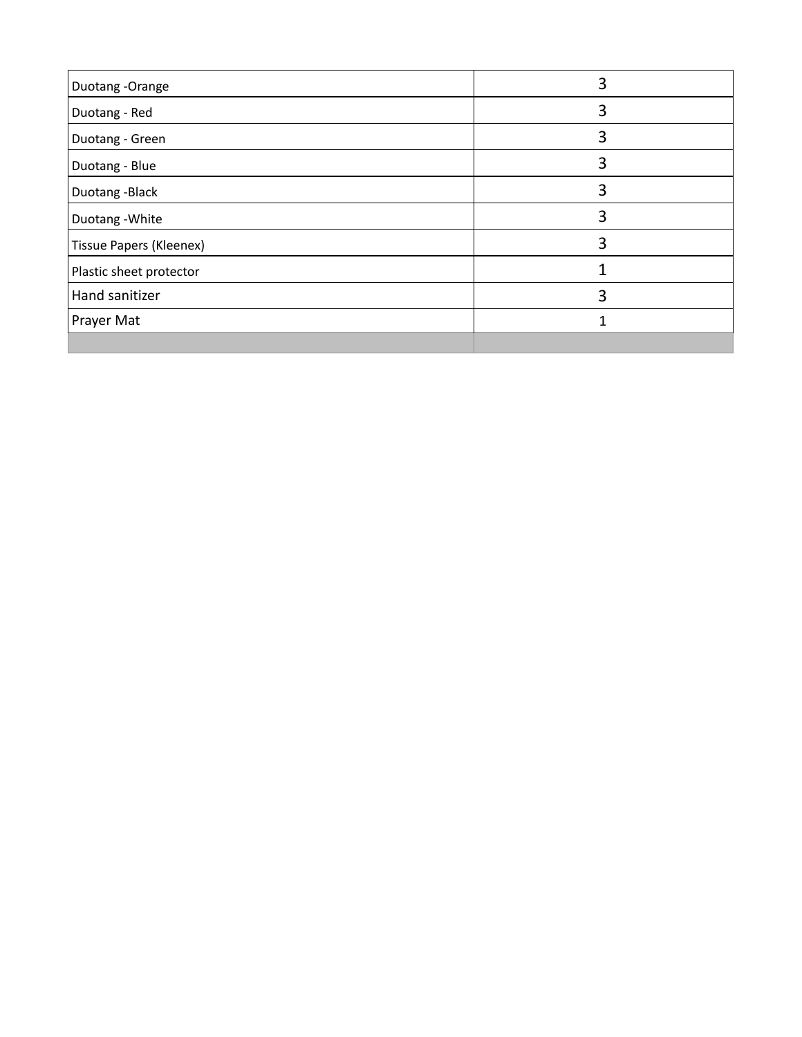| | |
|---|---|
| Duotang -Orange | 3 |
| Duotang - Red | 3 |
| Duotang - Green | 3 |
| Duotang - Blue | 3 |
| Duotang -Black | 3 |
| Duotang -White | 3 |
| Tissue Papers (Kleenex) | 3 |
| Plastic sheet protector | 1 |
| Hand sanitizer | 3 |
| Prayer Mat | 1 |
| | |